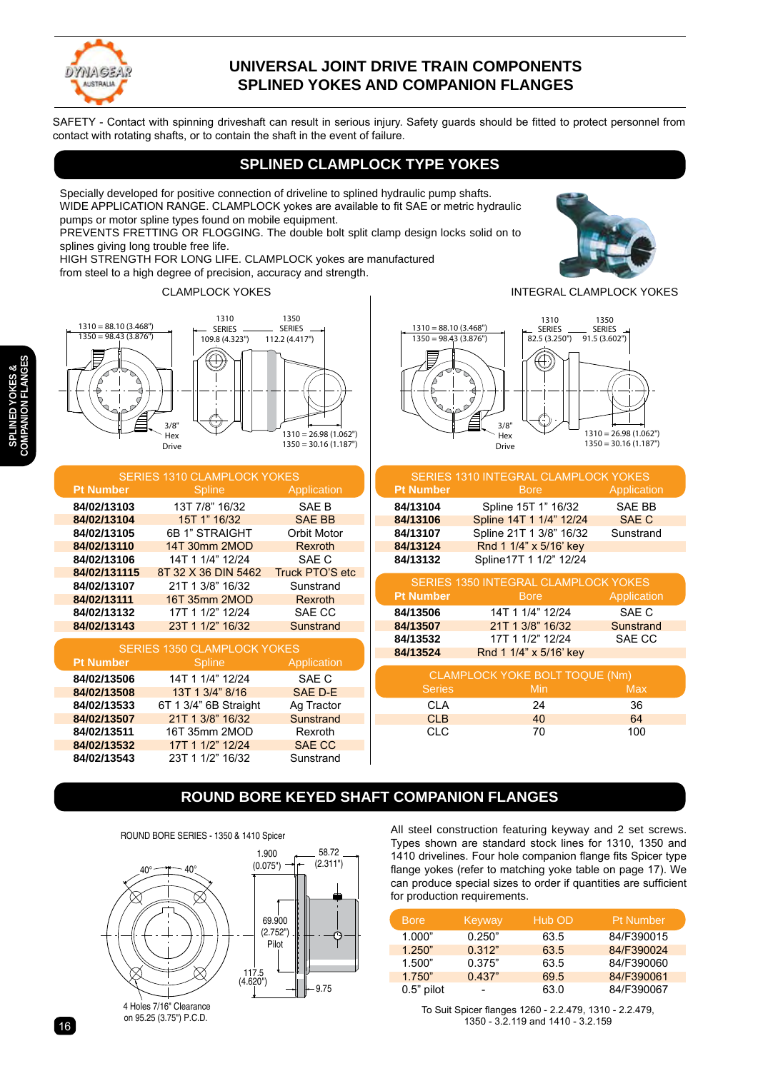# UNIVERSAL JOINT DRIVE TRAIN COMPONENTS
# SPLINED YOKES AND COMPANION FLANGES

SAFETY - Contact with spinning driveshaft can result in serious injury. Safety guards should be fitted to protect personnel from contact with rotating shafts, or to contain the shaft in the event of failure.

## SPLINED CLAMPLOCK TYPE YOKES

Specially developed for positive connection of driveline to splined hydraulic pump shafts.
WIDE APPLICATION RANGE. CLAMPLOCK yokes are available to fit SAE or metric hydraulic pumps or motor spline types found on mobile equipment.
PREVENTS FRETTING OR FLOGGING. The double bolt split clamp design locks solid on to splines giving long trouble free life.
HIGH STRENGTH FOR LONG LIFE. CLAMPLOCK yokes are manufactured from steel to a high degree of precision, accuracy and strength.

CLAMPLOCK YOKES

1310 = 88.10 (3.468")
1350 = 98.43 (3.876")
1310 SERIES 109.8 (4.323")
1350 SERIES 112.2 (4.417")
3/8" Hex Drive
1310 = 26.98 (1.062")
1350 = 30.16 (1.187")

INTEGRAL CLAMPLOCK YOKES

1310 = 88.10 (3.468")
1350 = 98.43 (3.876")
1310 SERIES 82.5 (3.250")
1350 SERIES 91.5 (3.602")
3/8" Hex Drive
1310 = 26.98 (1.062")
1350 = 30.16 (1.187")

### SERIES 1310 CLAMPLOCK YOKES

| Pt Number | Spline | Application |
|---|---|---|
| 84/02/13103 | 13T 7/8" 16/32 | SAE B |
| 84/02/13104 | 15T 1" 16/32 | SAE BB |
| 84/02/13105 | 6B 1" STRAIGHT | Orbit Motor |
| 84/02/13110 | 14T 30mm 2MOD | Rexroth |
| 84/02/13106 | 14T 1 1/4" 12/24 | SAE C |
| 84/02/131115 | 8T 32 X 36 DIN 5462 | Truck PTO'S etc |
| 84/02/13107 | 21T 1 3/8" 16/32 | Sunstrand |
| 84/02/13111 | 16T 35mm 2MOD | Rexroth |
| 84/02/13132 | 17T 1 1/2" 12/24 | SAE CC |
| 84/02/13143 | 23T 1 1/2" 16/32 | Sunstrand |

### SERIES 1350 CLAMPLOCK YOKES

| Pt Number | Spline | Application |
|---|---|---|
| 84/02/13506 | 14T 1 1/4" 12/24 | SAE C |
| 84/02/13508 | 13T 1 3/4" 8/16 | SAE D-E |
| 84/02/13533 | 6T 1 3/4" 6B Straight | Ag Tractor |
| 84/02/13507 | 21T 1 3/8" 16/32 | Sunstrand |
| 84/02/13511 | 16T 35mm 2MOD | Rexroth |
| 84/02/13532 | 17T 1 1/2" 12/24 | SAE CC |
| 84/02/13543 | 23T 1 1/2" 16/32 | Sunstrand |

### SERIES 1310 INTEGRAL CLAMPLOCK YOKES

| Pt Number | Bore | Application |
|---|---|---|
| 84/13104 | Spline 15T 1" 16/32 | SAE BB |
| 84/13106 | Spline 14T 1 1/4" 12/24 | SAE C |
| 84/13107 | Spline 21T 1 3/8" 16/32 | Sunstrand |
| 84/13124 | Rnd 1 1/4" x 5/16' key | |
| 84/13132 | Spline17T 1 1/2" 12/24 | |

### SERIES 1350 INTEGRAL CLAMPLOCK YOKES

| Pt Number | Bore | Application |
|---|---|---|
| 84/13506 | 14T 1 1/4" 12/24 | SAE C |
| 84/13507 | 21T 1 3/8" 16/32 | Sunstrand |
| 84/13532 | 17T 1 1/2" 12/24 | SAE CC |
| 84/13524 | Rnd 1 1/4" x 5/16' key | |

### CLAMPLOCK YOKE BOLT TOQUE (Nm)

| Series | Min | Max |
|---|---|---|
| CLA | 24 | 36 |
| CLB | 40 | 64 |
| CLC | 70 | 100 |

## ROUND BORE KEYED SHAFT COMPANION FLANGES

ROUND BORE SERIES - 1350 & 1410 Spicer

40° 40°
1.900 (0.075")
58.72 (2.311")
69.900 (2.752") Pilot
117.5 (4.620")
9.75
4 Holes 7/16" Clearance on 95.25 (3.75") P.C.D.

All steel construction featuring keyway and 2 set screws. Types shown are standard stock lines for 1310, 1350 and 1410 drivelines. Four hole companion flange fits Spicer type flange yokes (refer to matching yoke table on page 17). We can produce special sizes to order if quantities are sufficient for production requirements.

| Bore | Keyway | Hub OD | Pt Number |
|---|---|---|---|
| 1.000" | 0.250" | 63.5 | 84/F390015 |
| 1.250" | 0.312" | 63.5 | 84/F390024 |
| 1.500" | 0.375" | 63.5 | 84/F390060 |
| 1.750" | 0.437" | 69.5 | 84/F390061 |
| 0.5" pilot | - | 63.0 | 84/F390067 |

To Suit Spicer flanges 1260 - 2.2.479, 1310 - 2.2.479, 1350 - 3.2.119 and 1410 - 3.2.159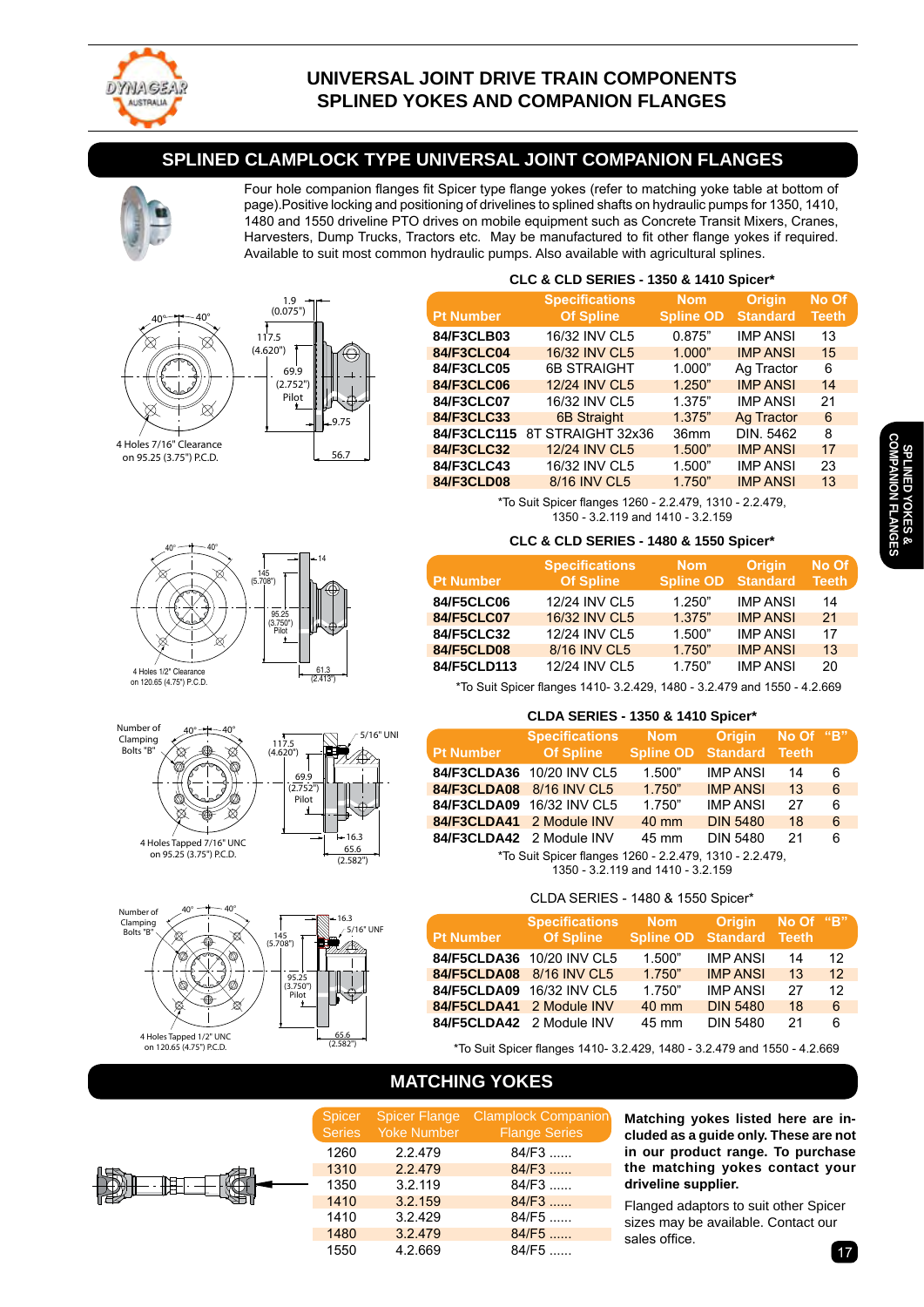# UNIVERSAL JOINT DRIVE TRAIN COMPONENTS
# SPLINED YOKES AND COMPANION FLANGES

## SPLINED CLAMPLOCK TYPE UNIVERSAL JOINT COMPANION FLANGES

Four hole companion flanges fit Spicer type flange yokes (refer to matching yoke table at bottom of page).Positive locking and positioning of drivelines to splined shafts on hydraulic pumps for 1350, 1410, 1480 and 1550 driveline PTO drives on mobile equipment such as Concrete Transit Mixers, Cranes, Harvesters, Dump Trucks, Tractors etc. May be manufactured to fit other flange yokes if required. Available to suit most common hydraulic pumps. Also available with agricultural splines.

40° 40°
1.9 (0.075")
117.5 (4.620")
69.9 (2.752") Pilot
9.75
56.7
4 Holes 7/16" Clearance on 95.25 (3.75") P.C.D.

### CLC & CLD SERIES - 1350 & 1410 Spicer*

| Pt Number | Specifications Of Spline | Nom Spline OD | Origin Standard | No Of Teeth |
|---|---|---|---|---|
| 84/F3CLB03 | 16/32 INV CL5 | 0.875" | IMP ANSI | 13 |
| 84/F3CLC04 | 16/32 INV CL5 | 1.000" | IMP ANSI | 15 |
| 84/F3CLC05 | 6B STRAIGHT | 1.000" | Ag Tractor | 6 |
| 84/F3CLC06 | 12/24 INV CL5 | 1.250" | IMP ANSI | 14 |
| 84/F3CLC07 | 16/32 INV CL5 | 1.375" | IMP ANSI | 21 |
| 84/F3CLC33 | 6B Straight | 1.375" | Ag Tractor | 6 |
| 84/F3CLC115 | 8T STRAIGHT 32x36 | 36mm | DIN. 5462 | 8 |
| 84/F3CLC32 | 12/24 INV CL5 | 1.500" | IMP ANSI | 17 |
| 84/F3CLC43 | 16/32 INV CL5 | 1.500" | IMP ANSI | 23 |
| 84/F3CLD08 | 8/16 INV CL5 | 1.750" | IMP ANSI | 13 |

*To Suit Spicer flanges 1260 - 2.2.479, 1310 - 2.2.479, 1350 - 3.2.119 and 1410 - 3.2.159

40° 40°
14
145 (5.708")
95.25 (3.750") Pilot
61.3 (2.413")
4 Holes 1/2" Clearance on 120.65 (4.75") P.C.D.

### CLC & CLD SERIES - 1480 & 1550 Spicer*

| Pt Number | Specifications Of Spline | Nom Spline OD | Origin Standard | No Of Teeth |
|---|---|---|---|---|
| 84/F5CLC06 | 12/24 INV CL5 | 1.250" | IMP ANSI | 14 |
| 84/F5CLC07 | 16/32 INV CL5 | 1.375" | IMP ANSI | 21 |
| 84/F5CLC32 | 12/24 INV CL5 | 1.500" | IMP ANSI | 17 |
| 84/F5CLD08 | 8/16 INV CL5 | 1.750" | IMP ANSI | 13 |
| 84/F5CLD113 | 12/24 INV CL5 | 1.750" | IMP ANSI | 20 |

*To Suit Spicer flanges 1410- 3.2.429, 1480 - 3.2.479 and 1550 - 4.2.669

Number of Clamping Bolts "B"
40° 40°
5/16" UNI
117.5 (4.620")
69.9 (2.752") Pilot
16.3
65.6 (2.582")
4 Holes Tapped 7/16" UNC on 95.25 (3.75") P.C.D.

### CLDA SERIES - 1350 & 1410 Spicer*

| Pt Number | Specifications Of Spline | Nom Spline OD | Origin Standard | No Of Teeth | "B" |
|---|---|---|---|---|---|
| 84/F3CLDA36 | 10/20 INV CL5 | 1.500" | IMP ANSI | 14 | 6 |
| 84/F3CLDA08 | 8/16 INV CL5 | 1.750" | IMP ANSI | 13 | 6 |
| 84/F3CLDA09 | 16/32 INV CL5 | 1.750" | IMP ANSI | 27 | 6 |
| 84/F3CLDA41 | 2 Module INV | 40 mm | DIN 5480 | 18 | 6 |
| 84/F3CLDA42 | 2 Module INV | 45 mm | DIN 5480 | 21 | 6 |

*To Suit Spicer flanges 1260 - 2.2.479, 1310 - 2.2.479, 1350 - 3.2.119 and 1410 - 3.2.159

Number of Clamping Bolts "B"
40° 40°
16.3
5/16" UNF
145 (5.708")
95.25 (3.750") Pilot
65.6 (2.582")
4 Holes Tapped 1/2" UNC on 120.65 (4.75") P.C.D.

### CLDA SERIES - 1480 & 1550 Spicer*

| Pt Number | Specifications Of Spline | Nom Spline OD | Origin Standard | No Of Teeth | "B" |
|---|---|---|---|---|---|
| 84/F5CLDA36 | 10/20 INV CL5 | 1.500" | IMP ANSI | 14 | 12 |
| 84/F5CLDA08 | 8/16 INV CL5 | 1.750" | IMP ANSI | 13 | 12 |
| 84/F5CLDA09 | 16/32 INV CL5 | 1.750" | IMP ANSI | 27 | 12 |
| 84/F5CLDA41 | 2 Module INV | 40 mm | DIN 5480 | 18 | 6 |
| 84/F5CLDA42 | 2 Module INV | 45 mm | DIN 5480 | 21 | 6 |

*To Suit Spicer flanges 1410- 3.2.429, 1480 - 3.2.479 and 1550 - 4.2.669

## MATCHING YOKES

| Spicer Series | Spicer Flange Yoke Number | Clamplock Companion Flange Series |
|---|---|---|
| 1260 | 2.2.479 | 84/F3 ...... |
| 1310 | 2.2.479 | 84/F3 ...... |
| 1350 | 3.2.119 | 84/F3 ...... |
| 1410 | 3.2.159 | 84/F3 ...... |
| 1410 | 3.2.429 | 84/F5 ...... |
| 1480 | 3.2.479 | 84/F5 ...... |
| 1550 | 4.2.669 | 84/F5 ...... |

**Matching yokes listed here are included as a guide only. These are not in our product range. To purchase the matching yokes contact your driveline supplier.**

Flanged adaptors to suit other Spicer sizes may be available. Contact our sales office.